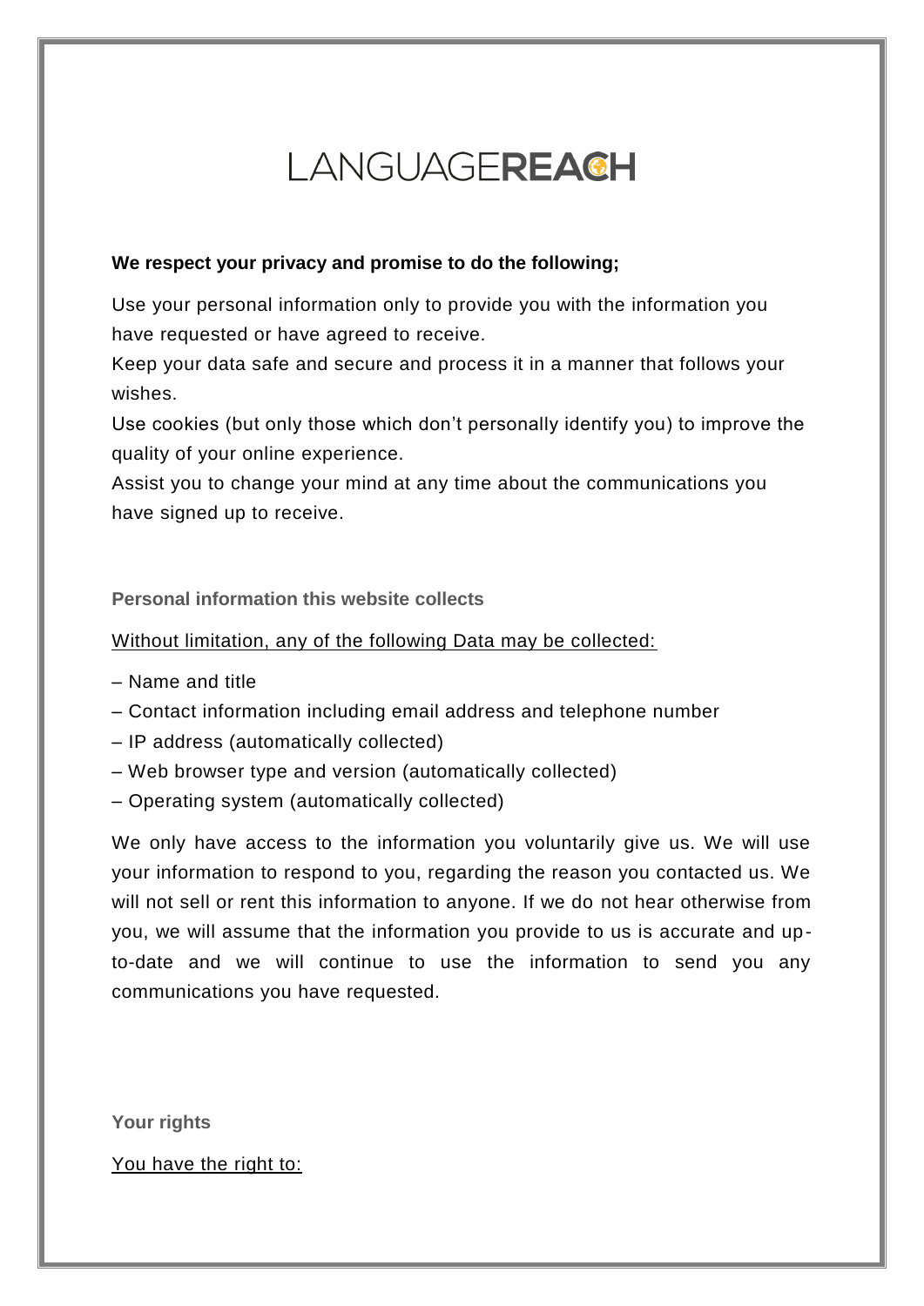# LANGUAGEREACH

**We respect your privacy and promise to do the following;**

Use your personal information only to provide you with the information you have requested or have agreed to receive.

Keep your data safe and secure and process it in a manner that follows your wishes.

Use cookies (but only those which don't personally identify you) to improve the quality of your online experience.

Assist you to change your mind at any time about the communications you have signed up to receive.

## Personal information this website collects

Without limitation, any of the following Data may be collected:

– Name and title

– Contact information including email address and telephone number

– IP address (automatically collected)

– Web browser type and version (automatically collected)

– Operating system (automatically collected)

We only have access to the information you voluntarily give us. We will use your information to respond to you, regarding the reason you contacted us. We will not sell or rent this information to anyone. If we do not hear otherwise from you, we will assume that the information you provide to us is accurate and up-to-date and we will continue to use the information to send you any communications you have requested.

## Your rights

You have the right to: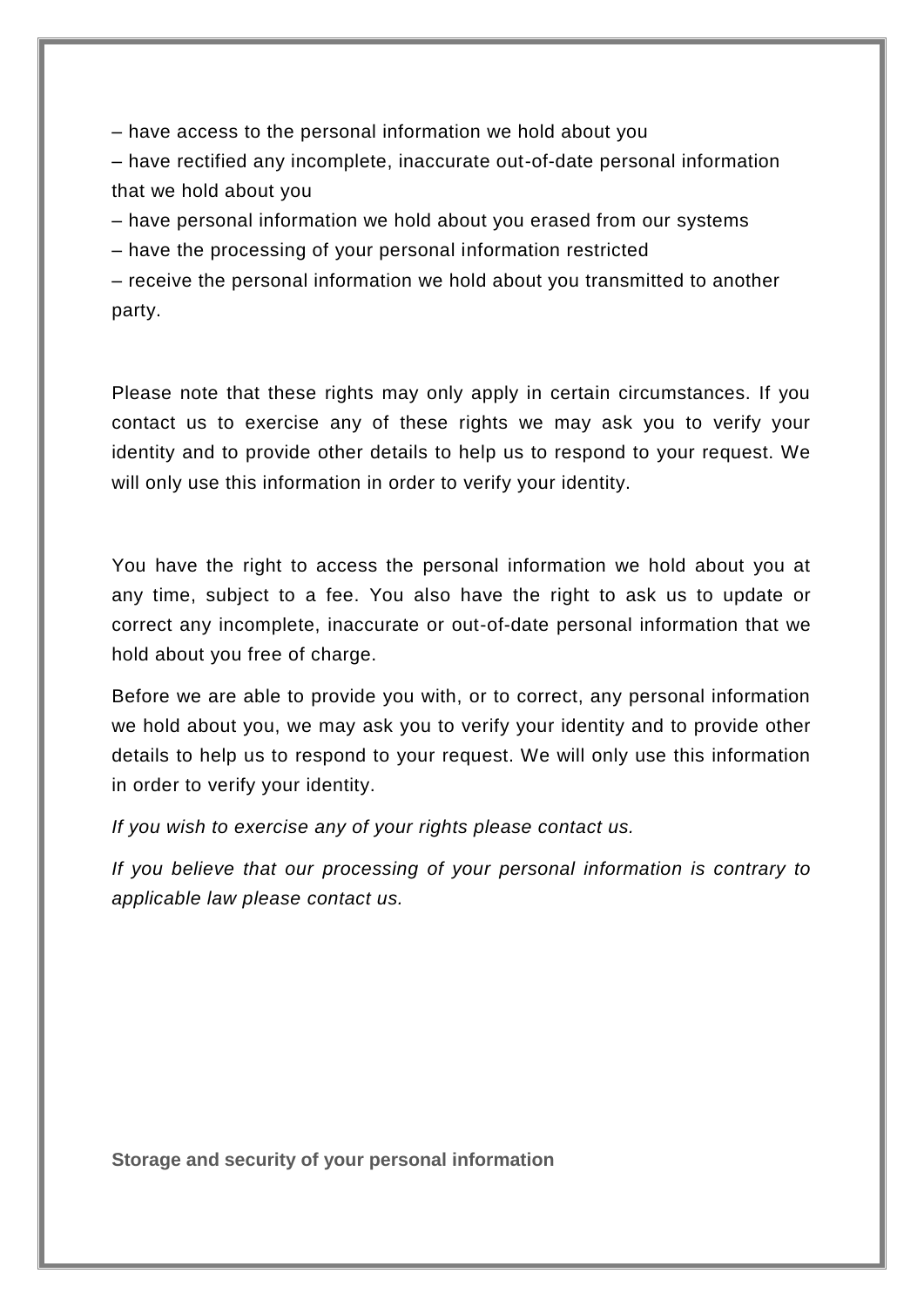– have access to the personal information we hold about you

– have rectified any incomplete, inaccurate out-of-date personal information that we hold about you

– have personal information we hold about you erased from our systems

– have the processing of your personal information restricted

– receive the personal information we hold about you transmitted to another party.

Please note that these rights may only apply in certain circumstances. If you contact us to exercise any of these rights we may ask you to verify your identity and to provide other details to help us to respond to your request. We will only use this information in order to verify your identity.

You have the right to access the personal information we hold about you at any time, subject to a fee. You also have the right to ask us to update or correct any incomplete, inaccurate or out-of-date personal information that we hold about you free of charge.

Before we are able to provide you with, or to correct, any personal information we hold about you, we may ask you to verify your identity and to provide other details to help us to respond to your request. We will only use this information in order to verify your identity.

*If you wish to exercise any of your rights please contact us.*

*If you believe that our processing of your personal information is contrary to applicable law please contact us.*

**Storage and security of your personal information**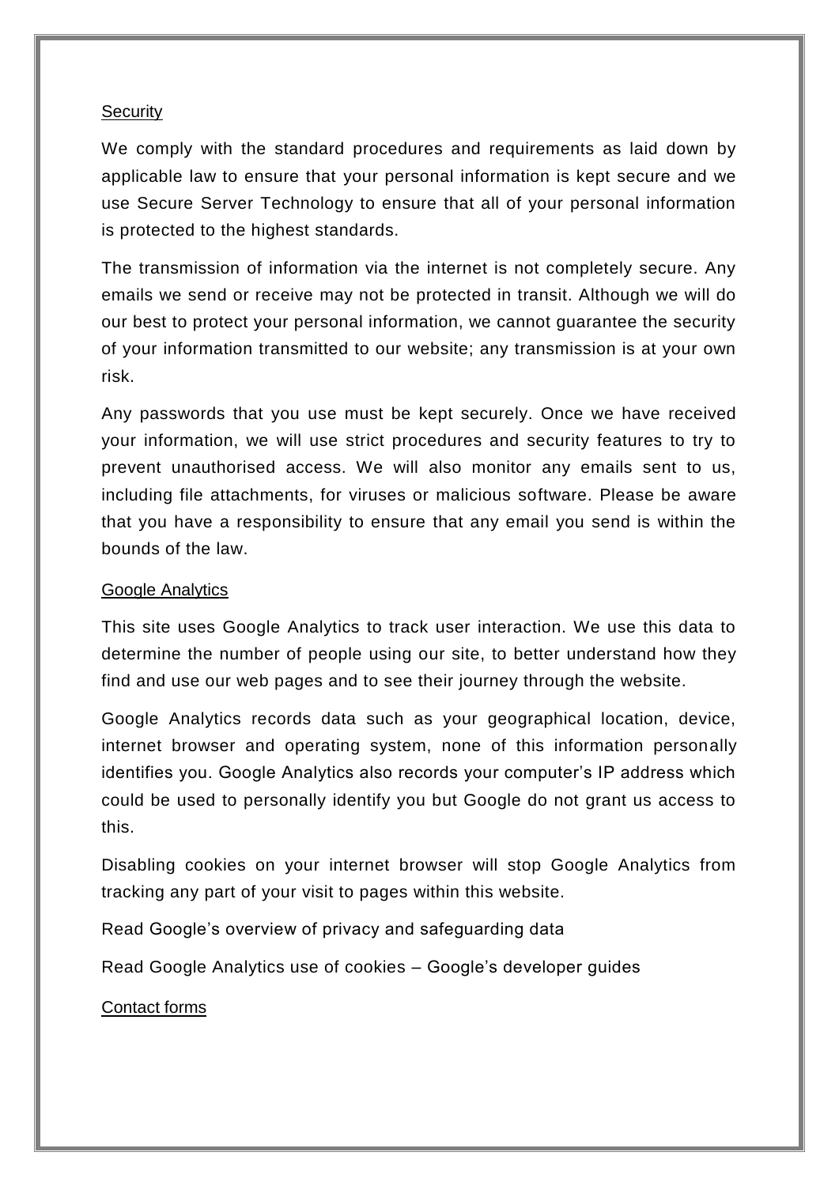## Security

We comply with the standard procedures and requirements as laid down by applicable law to ensure that your personal information is kept secure and we use Secure Server Technology to ensure that all of your personal information is protected to the highest standards.

The transmission of information via the internet is not completely secure. Any emails we send or receive may not be protected in transit. Although we will do our best to protect your personal information, we cannot guarantee the security of your information transmitted to our website; any transmission is at your own risk.

Any passwords that you use must be kept securely. Once we have received your information, we will use strict procedures and security features to try to prevent unauthorised access. We will also monitor any emails sent to us, including file attachments, for viruses or malicious software. Please be aware that you have a responsibility to ensure that any email you send is within the bounds of the law.

## Google Analytics

This site uses Google Analytics to track user interaction. We use this data to determine the number of people using our site, to better understand how they find and use our web pages and to see their journey through the website.

Google Analytics records data such as your geographical location, device, internet browser and operating system, none of this information personally identifies you. Google Analytics also records your computer's IP address which could be used to personally identify you but Google do not grant us access to this.

Disabling cookies on your internet browser will stop Google Analytics from tracking any part of your visit to pages within this website.

Read Google's overview of privacy and safeguarding data

Read Google Analytics use of cookies – Google's developer guides

## Contact forms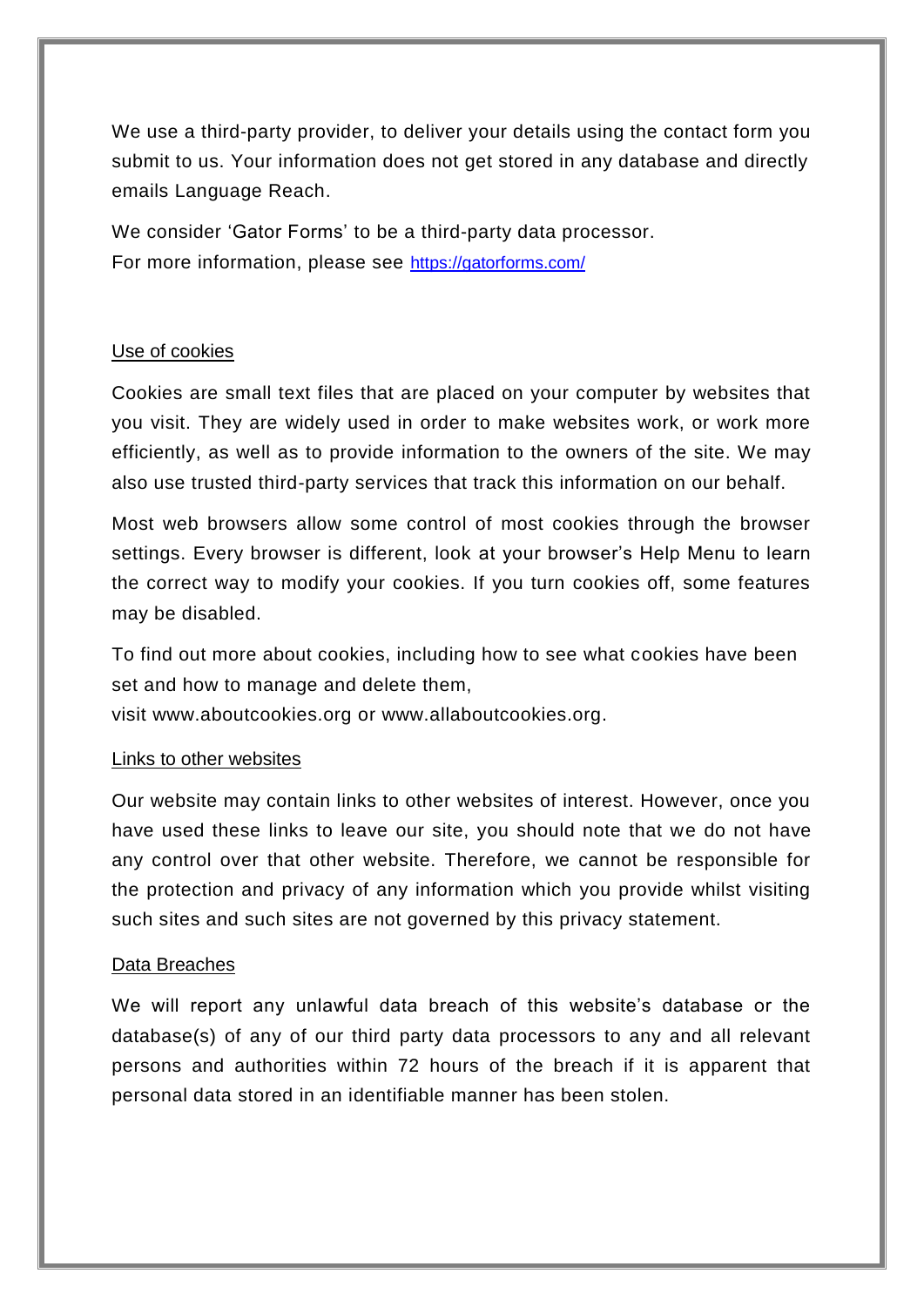We use a third-party provider, to deliver your details using the contact form you submit to us. Your information does not get stored in any database and directly emails Language Reach.

We consider 'Gator Forms' to be a third-party data processor.
For more information, please see https://gatorforms.com/

## Use of cookies

Cookies are small text files that are placed on your computer by websites that you visit. They are widely used in order to make websites work, or work more efficiently, as well as to provide information to the owners of the site. We may also use trusted third-party services that track this information on our behalf.

Most web browsers allow some control of most cookies through the browser settings. Every browser is different, look at your browser's Help Menu to learn the correct way to modify your cookies. If you turn cookies off, some features may be disabled.

To find out more about cookies, including how to see what cookies have been set and how to manage and delete them,
visit www.aboutcookies.org or www.allaboutcookies.org.

## Links to other websites

Our website may contain links to other websites of interest. However, once you have used these links to leave our site, you should note that we do not have any control over that other website. Therefore, we cannot be responsible for the protection and privacy of any information which you provide whilst visiting such sites and such sites are not governed by this privacy statement.

## Data Breaches

We will report any unlawful data breach of this website's database or the database(s) of any of our third party data processors to any and all relevant persons and authorities within 72 hours of the breach if it is apparent that personal data stored in an identifiable manner has been stolen.